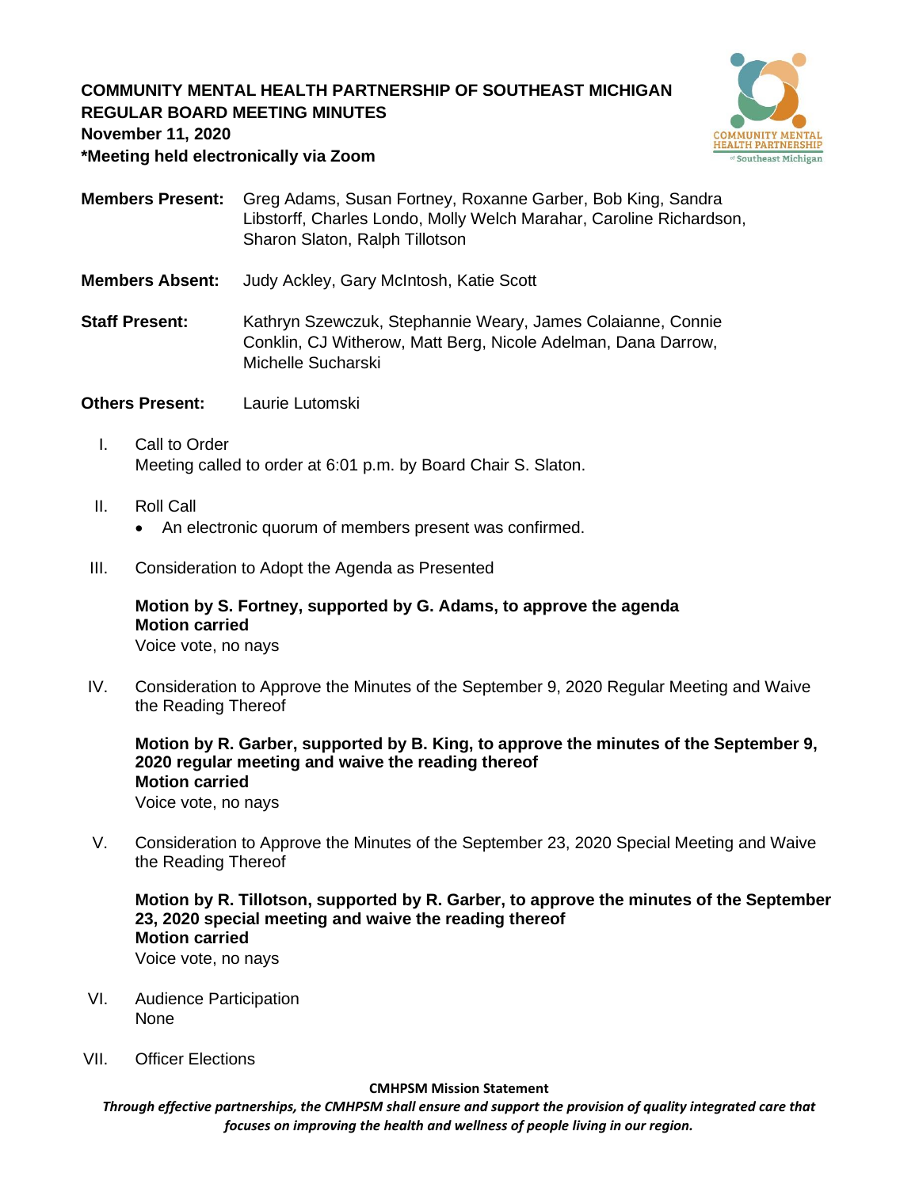**COMMUNITY MENTAL HEALTH PARTNERSHIP OF SOUTHEAST MICHIGAN**
**REGULAR BOARD MEETING MINUTES**
**November 11, 2020**
***Meeting held electronically via Zoom**

**Members Present:** Greg Adams, Susan Fortney, Roxanne Garber, Bob King, Sandra Libstorff, Charles Londo, Molly Welch Marahar, Caroline Richardson, Sharon Slaton, Ralph Tillotson

**Members Absent:** Judy Ackley, Gary McIntosh, Katie Scott

**Staff Present:** Kathryn Szewczuk, Stephannie Weary, James Colaianne, Connie Conklin, CJ Witherow, Matt Berg, Nicole Adelman, Dana Darrow, Michelle Sucharski

**Others Present:** Laurie Lutomski

I. Call to Order
Meeting called to order at 6:01 p.m. by Board Chair S. Slaton.

II. Roll Call
- An electronic quorum of members present was confirmed.

III. Consideration to Adopt the Agenda as Presented

**Motion by S. Fortney, supported by G. Adams, to approve the agenda**
**Motion carried**
Voice vote, no nays

IV. Consideration to Approve the Minutes of the September 9, 2020 Regular Meeting and Waive the Reading Thereof

**Motion by R. Garber, supported by B. King, to approve the minutes of the September 9, 2020 regular meeting and waive the reading thereof**
**Motion carried**
Voice vote, no nays

V. Consideration to Approve the Minutes of the September 23, 2020 Special Meeting and Waive the Reading Thereof

**Motion by R. Tillotson, supported by R. Garber, to approve the minutes of the September 23, 2020 special meeting and waive the reading thereof**
**Motion carried**
Voice vote, no nays

VI. Audience Participation
None

VII. Officer Elections

**CMHPSM Mission Statement**
***Through effective partnerships, the CMHPSM shall ensure and support the provision of quality integrated care that focuses on improving the health and wellness of people living in our region.***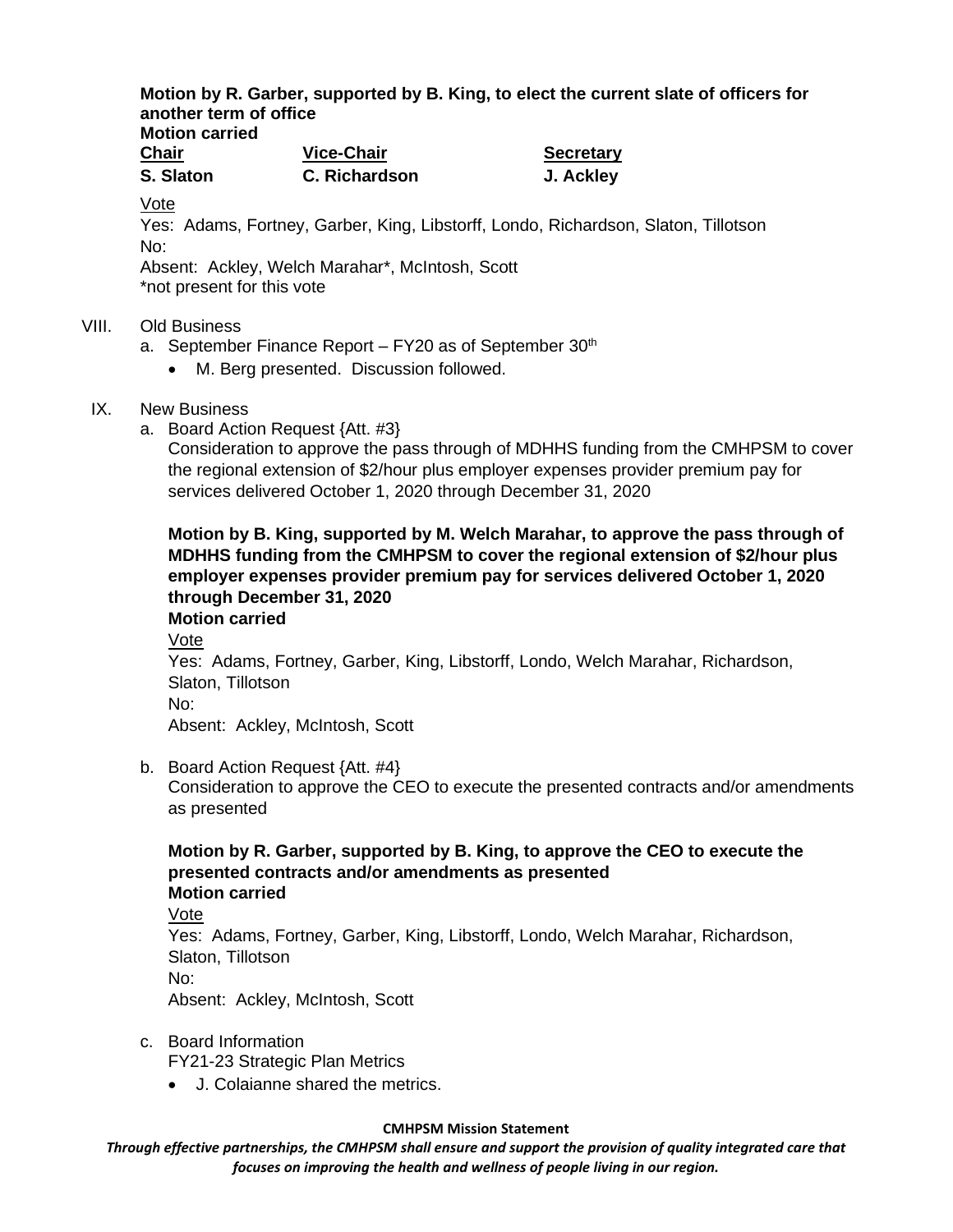**Motion by R. Garber, supported by B. King, to elect the current slate of officers for another term of office**
**Motion carried**

| **Chair** | **Vice-Chair** | **Secretary** |
|---|---|---|
| **S. Slaton** | **C. Richardson** | **J. Ackley** |

Vote
Yes: Adams, Fortney, Garber, King, Libstorff, Londo, Richardson, Slaton, Tillotson
No:
Absent: Ackley, Welch Marahar*, McIntosh, Scott
*not present for this vote

VIII. Old Business

a. September Finance Report – FY20 as of September 30th

- M. Berg presented. Discussion followed.

IX. New Business

a. Board Action Request {Att. #3}
Consideration to approve the pass through of MDHHS funding from the CMHPSM to cover the regional extension of $2/hour plus employer expenses provider premium pay for services delivered October 1, 2020 through December 31, 2020

**Motion by B. King, supported by M. Welch Marahar, to approve the pass through of MDHHS funding from the CMHPSM to cover the regional extension of $2/hour plus employer expenses provider premium pay for services delivered October 1, 2020 through December 31, 2020**
**Motion carried**
Vote
Yes: Adams, Fortney, Garber, King, Libstorff, Londo, Welch Marahar, Richardson, Slaton, Tillotson
No:
Absent: Ackley, McIntosh, Scott

b. Board Action Request {Att. #4}
Consideration to approve the CEO to execute the presented contracts and/or amendments as presented

**Motion by R. Garber, supported by B. King, to approve the CEO to execute the presented contracts and/or amendments as presented**
**Motion carried**
Vote
Yes: Adams, Fortney, Garber, King, Libstorff, Londo, Welch Marahar, Richardson, Slaton, Tillotson
No:
Absent: Ackley, McIntosh, Scott

c. Board Information
FY21-23 Strategic Plan Metrics

- J. Colaianne shared the metrics.

**CMHPSM Mission Statement**

*Through effective partnerships, the CMHPSM shall ensure and support the provision of quality integrated care that focuses on improving the health and wellness of people living in our region.*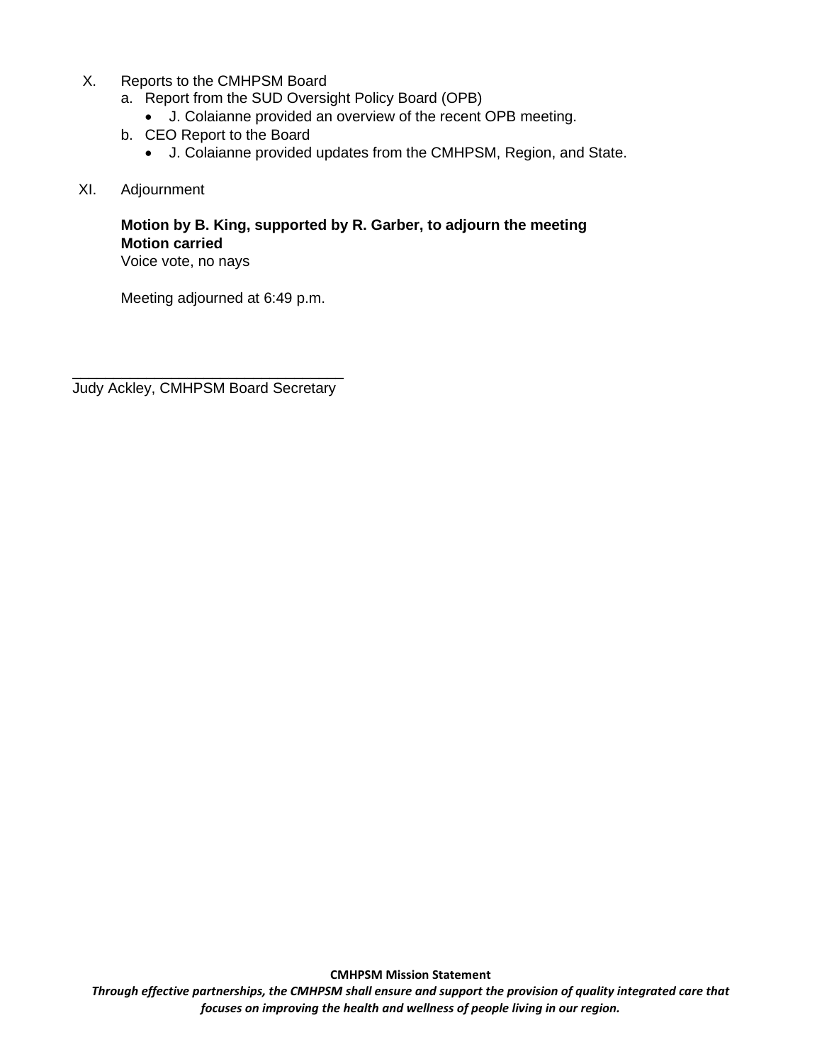X. Reports to the CMHPSM Board
   a. Report from the SUD Oversight Policy Board (OPB)
      - J. Colaianne provided an overview of the recent OPB meeting.
   b. CEO Report to the Board
      - J. Colaianne provided updates from the CMHPSM, Region, and State.

XI. Adjournment

**Motion by B. King, supported by R. Garber, to adjourn the meeting**
**Motion carried**
Voice vote, no nays

Meeting adjourned at 6:49 p.m.

\_\_\_\_\_\_\_\_\_\_\_\_\_\_\_\_\_\_\_\_\_\_\_\_\_\_\_\_\_\_\_\_\_\_
Judy Ackley, CMHPSM Board Secretary

**CMHPSM Mission Statement**

***Through effective partnerships, the CMHPSM shall ensure and support the provision of quality integrated care that focuses on improving the health and wellness of people living in our region.***